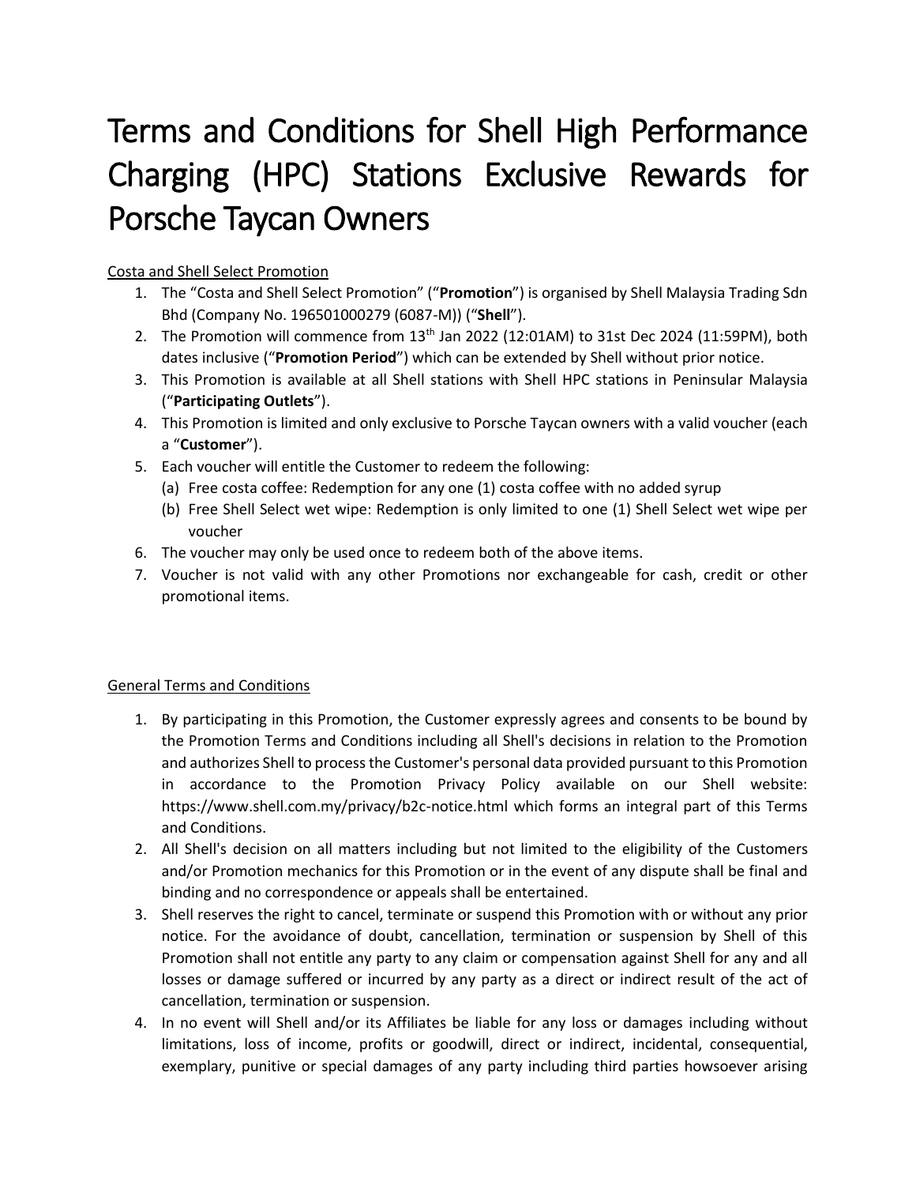# Terms and Conditions for Shell High Performance Charging (HPC) Stations Exclusive Rewards for Porsche Taycan Owners

## Costa and Shell Select Promotion

1. The "Costa and Shell Select Promotion" ("**Promotion**") is organised by Shell Malaysia Trading Sdn Bhd (Company No. 196501000279 (6087-M)) ("**Shell**").
2. The Promotion will commence from 13th Jan 2022 (12:01AM) to 31st Dec 2024 (11:59PM), both dates inclusive ("**Promotion Period**") which can be extended by Shell without prior notice.
3. This Promotion is available at all Shell stations with Shell HPC stations in Peninsular Malaysia ("**Participating Outlets**").
4. This Promotion is limited and only exclusive to Porsche Taycan owners with a valid voucher (each a "**Customer**").
5. Each voucher will entitle the Customer to redeem the following:
   (a) Free costa coffee: Redemption for any one (1) costa coffee with no added syrup
   (b) Free Shell Select wet wipe: Redemption is only limited to one (1) Shell Select wet wipe per voucher
6. The voucher may only be used once to redeem both of the above items.
7. Voucher is not valid with any other Promotions nor exchangeable for cash, credit or other promotional items.

## General Terms and Conditions

1. By participating in this Promotion, the Customer expressly agrees and consents to be bound by the Promotion Terms and Conditions including all Shell's decisions in relation to the Promotion and authorizes Shell to process the Customer's personal data provided pursuant to this Promotion in accordance to the Promotion Privacy Policy available on our Shell website: https://www.shell.com.my/privacy/b2c-notice.html which forms an integral part of this Terms and Conditions.
2. All Shell's decision on all matters including but not limited to the eligibility of the Customers and/or Promotion mechanics for this Promotion or in the event of any dispute shall be final and binding and no correspondence or appeals shall be entertained.
3. Shell reserves the right to cancel, terminate or suspend this Promotion with or without any prior notice. For the avoidance of doubt, cancellation, termination or suspension by Shell of this Promotion shall not entitle any party to any claim or compensation against Shell for any and all losses or damage suffered or incurred by any party as a direct or indirect result of the act of cancellation, termination or suspension.
4. In no event will Shell and/or its Affiliates be liable for any loss or damages including without limitations, loss of income, profits or goodwill, direct or indirect, incidental, consequential, exemplary, punitive or special damages of any party including third parties howsoever arising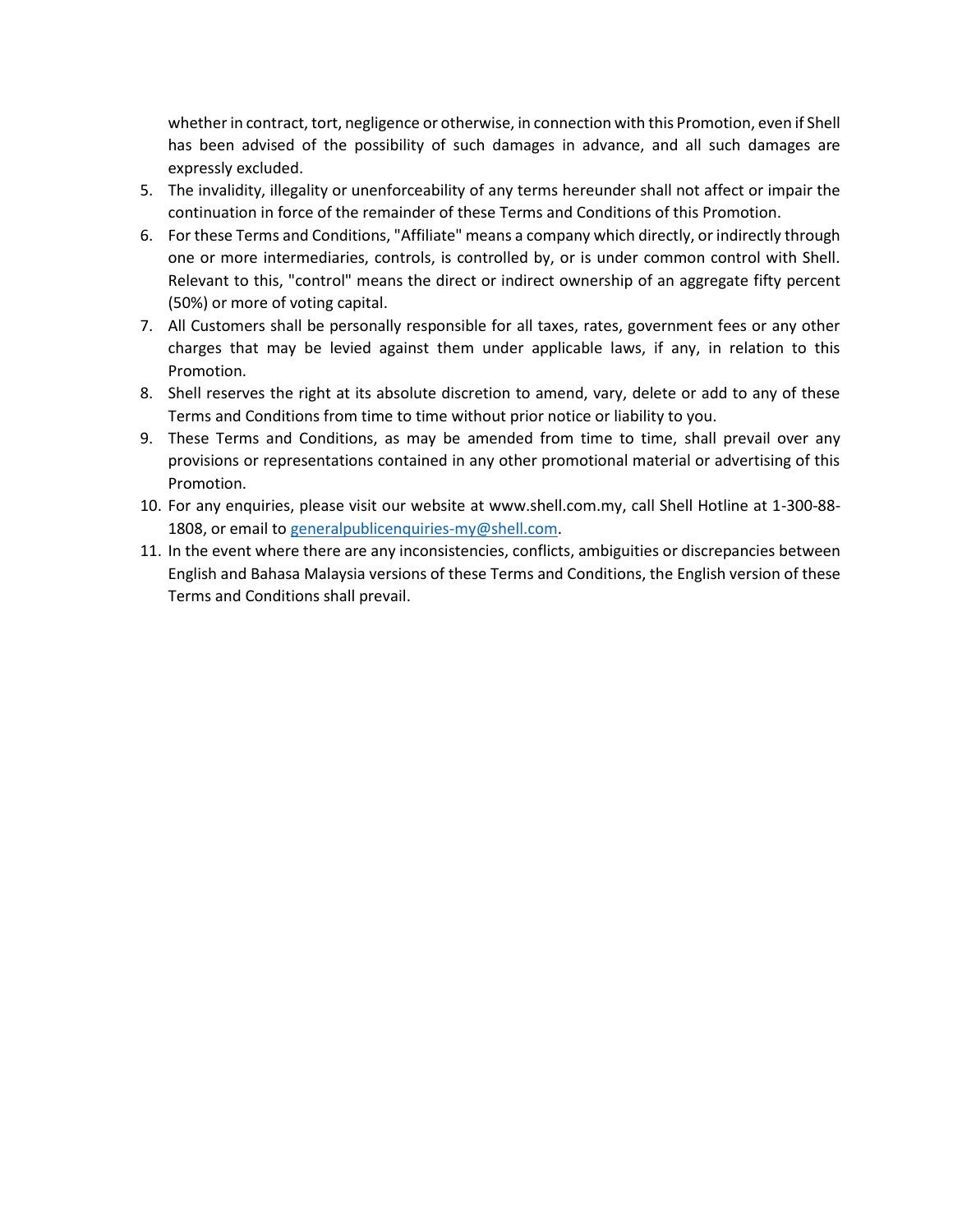whether in contract, tort, negligence or otherwise, in connection with this Promotion, even if Shell has been advised of the possibility of such damages in advance, and all such damages are expressly excluded.

5. The invalidity, illegality or unenforceability of any terms hereunder shall not affect or impair the continuation in force of the remainder of these Terms and Conditions of this Promotion.
6. For these Terms and Conditions, "Affiliate" means a company which directly, or indirectly through one or more intermediaries, controls, is controlled by, or is under common control with Shell. Relevant to this, "control" means the direct or indirect ownership of an aggregate fifty percent (50%) or more of voting capital.
7. All Customers shall be personally responsible for all taxes, rates, government fees or any other charges that may be levied against them under applicable laws, if any, in relation to this Promotion.
8. Shell reserves the right at its absolute discretion to amend, vary, delete or add to any of these Terms and Conditions from time to time without prior notice or liability to you.
9. These Terms and Conditions, as may be amended from time to time, shall prevail over any provisions or representations contained in any other promotional material or advertising of this Promotion.
10. For any enquiries, please visit our website at www.shell.com.my, call Shell Hotline at 1-300-88-1808, or email to generalpublicenquiries-my@shell.com.
11. In the event where there are any inconsistencies, conflicts, ambiguities or discrepancies between English and Bahasa Malaysia versions of these Terms and Conditions, the English version of these Terms and Conditions shall prevail.